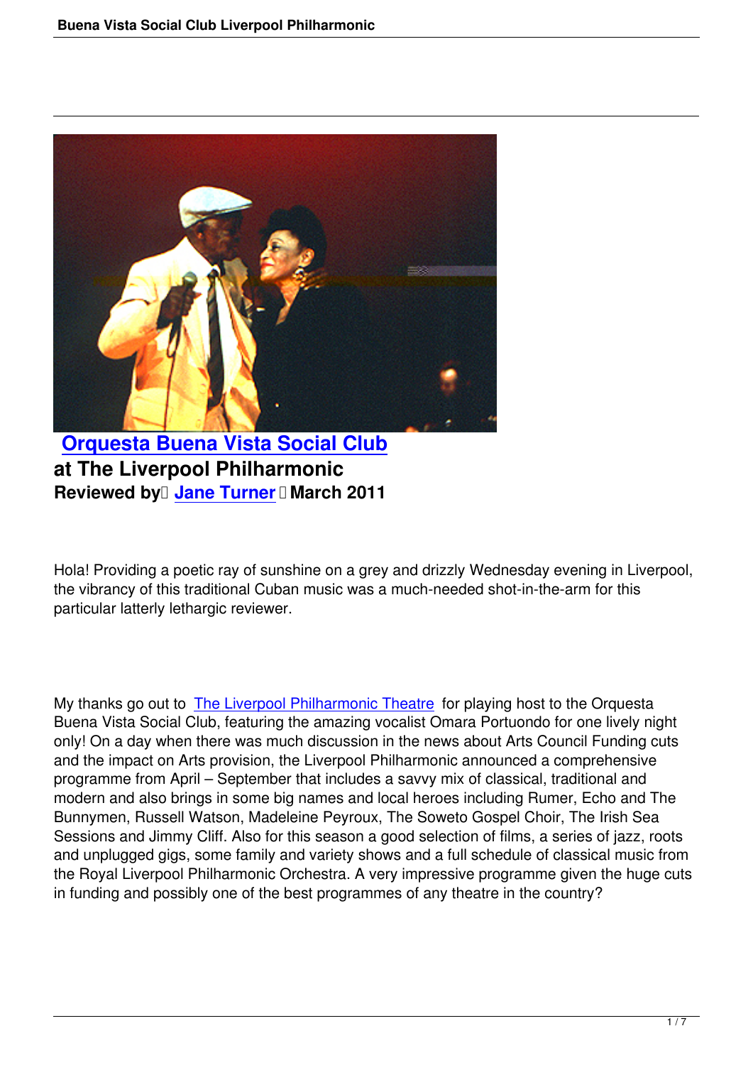## Orquesta Buena Vista Social Club

**at The Liverpool Philharmonic**

**Reviewed by Jane Turner March 2011**

Hola! Providing a poetic ray of sunshine on a grey and drizzly Wednesday evening in Liverpool, the vibrancy of this traditional Cuban music was a much-needed shot-in-the-arm for this particular latterly lethargic reviewer.

My thanks go out to The Liverpool Philharmonic Theatre for playing host to the Orquesta Buena Vista Social Club, featuring the amazing vocalist Omara Portuondo for one lively night only! On a day when there was much discussion in the news about Arts Council Funding cuts and the impact on Arts provision, the Liverpool Philharmonic announced a comprehensive programme from April – September that includes a savvy mix of classical, traditional and modern and also brings in some big names and local heroes including Rumer, Echo and The Bunnymen, Russell Watson, Madeleine Peyroux, The Soweto Gospel Choir, The Irish Sea Sessions and Jimmy Cliff. Also for this season a good selection of films, a series of jazz, roots and unplugged gigs, some family and variety shows and a full schedule of classical music from the Royal Liverpool Philharmonic Orchestra. A very impressive programme given the huge cuts in funding and possibly one of the best programmes of any theatre in the country?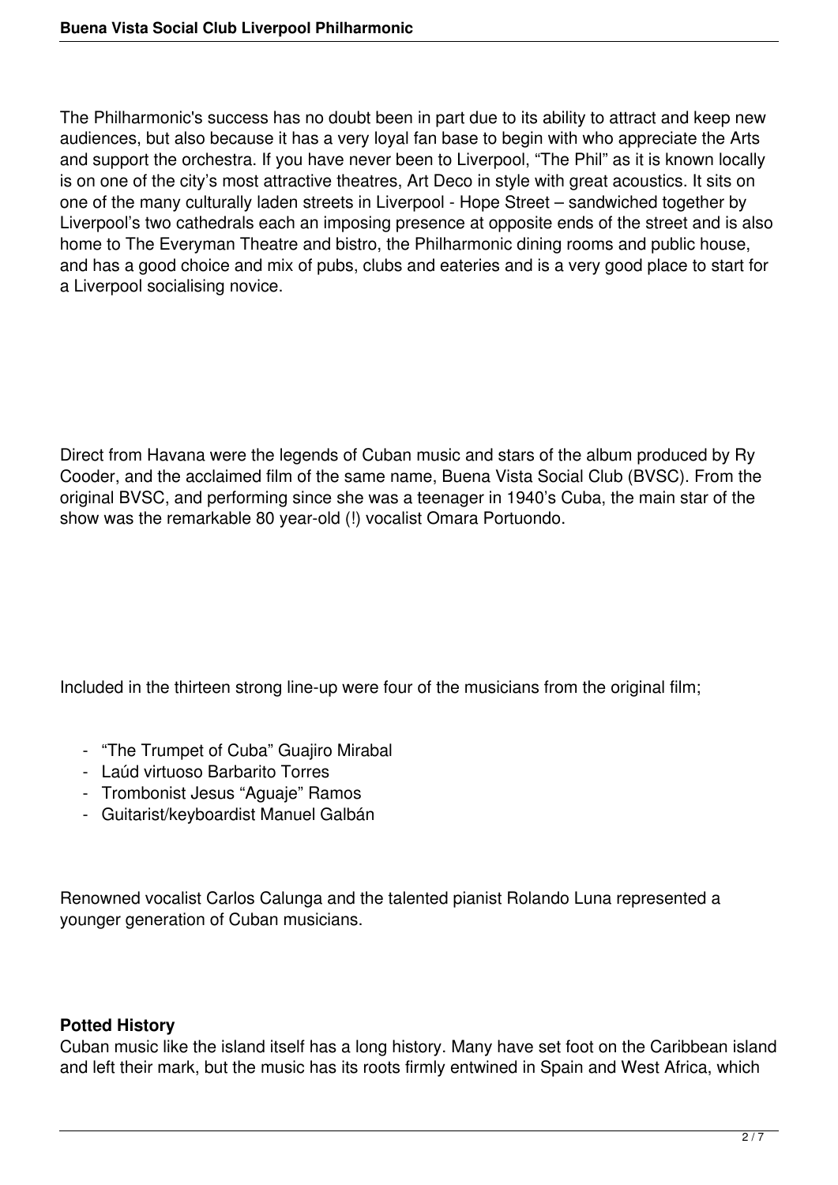The Philharmonic's success has no doubt been in part due to its ability to attract and keep new audiences, but also because it has a very loyal fan base to begin with who appreciate the Arts and support the orchestra. If you have never been to Liverpool, “The Phil” as it is known locally is on one of the city’s most attractive theatres, Art Deco in style with great acoustics. It sits on one of the many culturally laden streets in Liverpool - Hope Street – sandwiched together by Liverpool’s two cathedrals each an imposing presence at opposite ends of the street and is also home to The Everyman Theatre and bistro, the Philharmonic dining rooms and public house, and has a good choice and mix of pubs, clubs and eateries and is a very good place to start for a Liverpool socialising novice.

Direct from Havana were the legends of Cuban music and stars of the album produced by Ry Cooder, and the acclaimed film of the same name, Buena Vista Social Club (BVSC). From the original BVSC, and performing since she was a teenager in 1940’s Cuba, the main star of the show was the remarkable 80 year-old (!) vocalist Omara Portuondo.

Included in the thirteen strong line-up were four of the musicians from the original film;

- “The Trumpet of Cuba” Guajiro Mirabal
- Laúd virtuoso Barbarito Torres
- Trombonist Jesus “Aguaje” Ramos
- Guitarist/keyboardist Manuel Galbán

Renowned vocalist Carlos Calunga and the talented pianist Rolando Luna represented a younger generation of Cuban musicians.

**Potted History**

Cuban music like the island itself has a long history. Many have set foot on the Caribbean island and left their mark, but the music has its roots firmly entwined in Spain and West Africa, which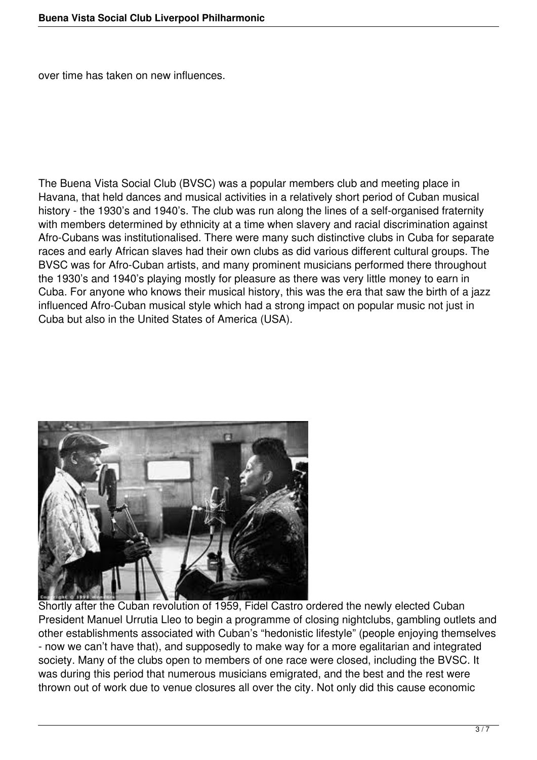over time has taken on new influences.

The Buena Vista Social Club (BVSC) was a popular members club and meeting place in Havana, that held dances and musical activities in a relatively short period of Cuban musical history - the 1930's and 1940's. The club was run along the lines of a self-organised fraternity with members determined by ethnicity at a time when slavery and racial discrimination against Afro-Cubans was institutionalised. There were many such distinctive clubs in Cuba for separate races and early African slaves had their own clubs as did various different cultural groups. The BVSC was for Afro-Cuban artists, and many prominent musicians performed there throughout the 1930's and 1940's playing mostly for pleasure as there was very little money to earn in Cuba. For anyone who knows their musical history, this was the era that saw the birth of a jazz influenced Afro-Cuban musical style which had a strong impact on popular music not just in Cuba but also in the United States of America (USA).

Shortly after the Cuban revolution of 1959, Fidel Castro ordered the newly elected Cuban President Manuel Urrutia Lleo to begin a programme of closing nightclubs, gambling outlets and other establishments associated with Cuban's "hedonistic lifestyle" (people enjoying themselves - now we can't have that), and supposedly to make way for a more egalitarian and integrated society. Many of the clubs open to members of one race were closed, including the BVSC. It was during this period that numerous musicians emigrated, and the best and the rest were thrown out of work due to venue closures all over the city. Not only did this cause economic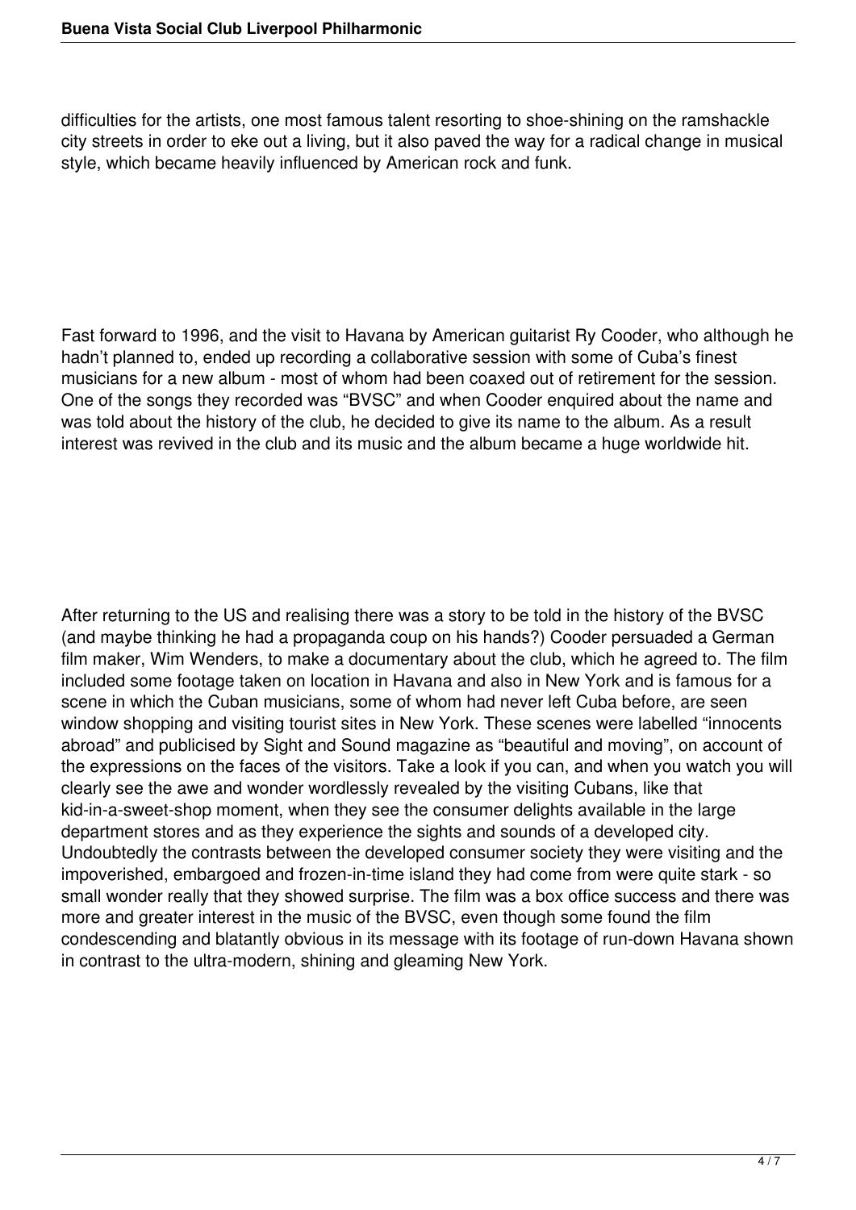difficulties for the artists, one most famous talent resorting to shoe-shining on the ramshackle city streets in order to eke out a living, but it also paved the way for a radical change in musical style, which became heavily influenced by American rock and funk.

Fast forward to 1996, and the visit to Havana by American guitarist Ry Cooder, who although he hadn't planned to, ended up recording a collaborative session with some of Cuba's finest musicians for a new album - most of whom had been coaxed out of retirement for the session. One of the songs they recorded was "BVSC" and when Cooder enquired about the name and was told about the history of the club, he decided to give its name to the album. As a result interest was revived in the club and its music and the album became a huge worldwide hit.

After returning to the US and realising there was a story to be told in the history of the BVSC (and maybe thinking he had a propaganda coup on his hands?) Cooder persuaded a German film maker, Wim Wenders, to make a documentary about the club, which he agreed to. The film included some footage taken on location in Havana and also in New York and is famous for a scene in which the Cuban musicians, some of whom had never left Cuba before, are seen window shopping and visiting tourist sites in New York. These scenes were labelled "innocents abroad" and publicised by Sight and Sound magazine as "beautiful and moving", on account of the expressions on the faces of the visitors. Take a look if you can, and when you watch you will clearly see the awe and wonder wordlessly revealed by the visiting Cubans, like that kid-in-a-sweet-shop moment, when they see the consumer delights available in the large department stores and as they experience the sights and sounds of a developed city. Undoubtedly the contrasts between the developed consumer society they were visiting and the impoverished, embargoed and frozen-in-time island they had come from were quite stark - so small wonder really that they showed surprise. The film was a box office success and there was more and greater interest in the music of the BVSC, even though some found the film condescending and blatantly obvious in its message with its footage of run-down Havana shown in contrast to the ultra-modern, shining and gleaming New York.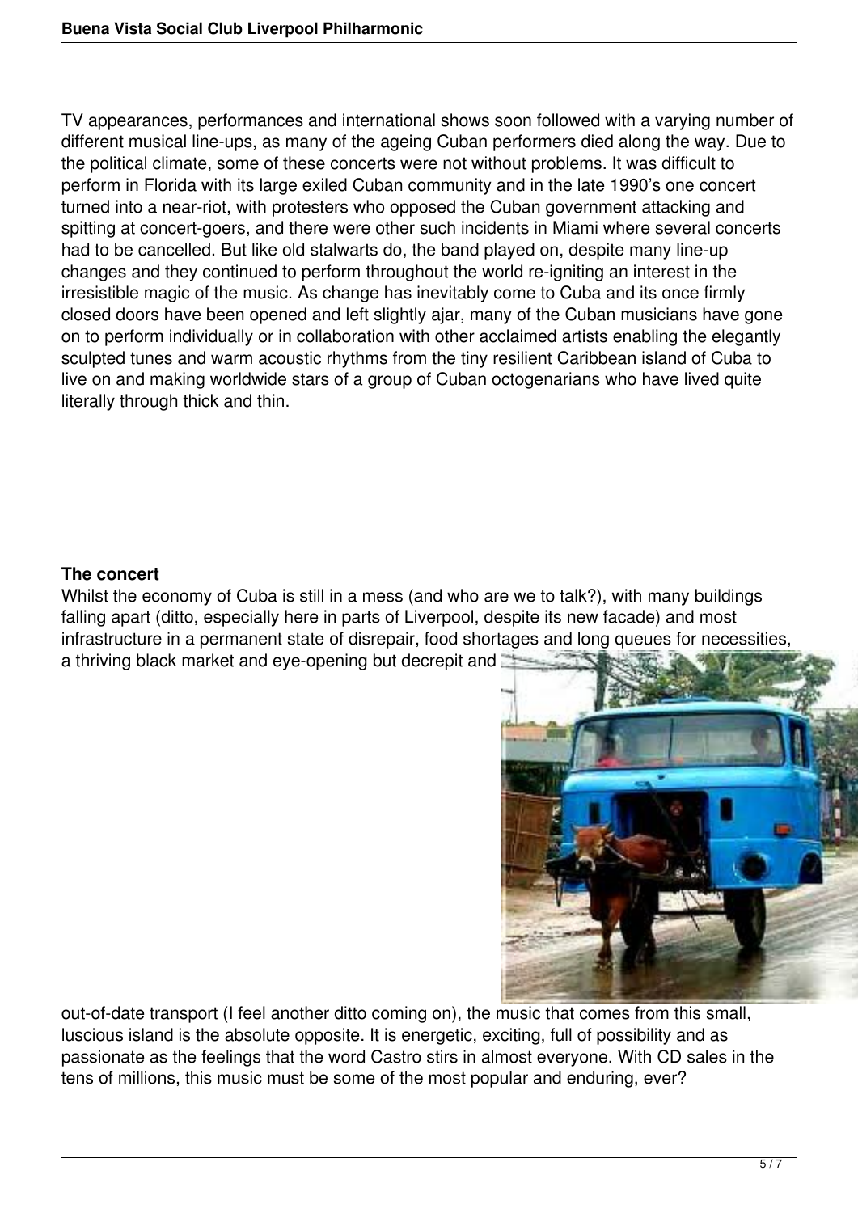TV appearances, performances and international shows soon followed with a varying number of different musical line-ups, as many of the ageing Cuban performers died along the way. Due to the political climate, some of these concerts were not without problems. It was difficult to perform in Florida with its large exiled Cuban community and in the late 1990's one concert turned into a near-riot, with protesters who opposed the Cuban government attacking and spitting at concert-goers, and there were other such incidents in Miami where several concerts had to be cancelled. But like old stalwarts do, the band played on, despite many line-up changes and they continued to perform throughout the world re-igniting an interest in the irresistible magic of the music. As change has inevitably come to Cuba and its once firmly closed doors have been opened and left slightly ajar, many of the Cuban musicians have gone on to perform individually or in collaboration with other acclaimed artists enabling the elegantly sculpted tunes and warm acoustic rhythms from the tiny resilient Caribbean island of Cuba to live on and making worldwide stars of a group of Cuban octogenarians who have lived quite literally through thick and thin.

**The concert**

Whilst the economy of Cuba is still in a mess (and who are we to talk?), with many buildings falling apart (ditto, especially here in parts of Liverpool, despite its new facade) and most infrastructure in a permanent state of disrepair, food shortages and long queues for necessities, a thriving black market and eye-opening but decrepit and out-of-date transport (I feel another ditto coming on), the music that comes from this small, luscious island is the absolute opposite. It is energetic, exciting, full of possibility and as passionate as the feelings that the word Castro stirs in almost everyone. With CD sales in the tens of millions, this music must be some of the most popular and enduring, ever?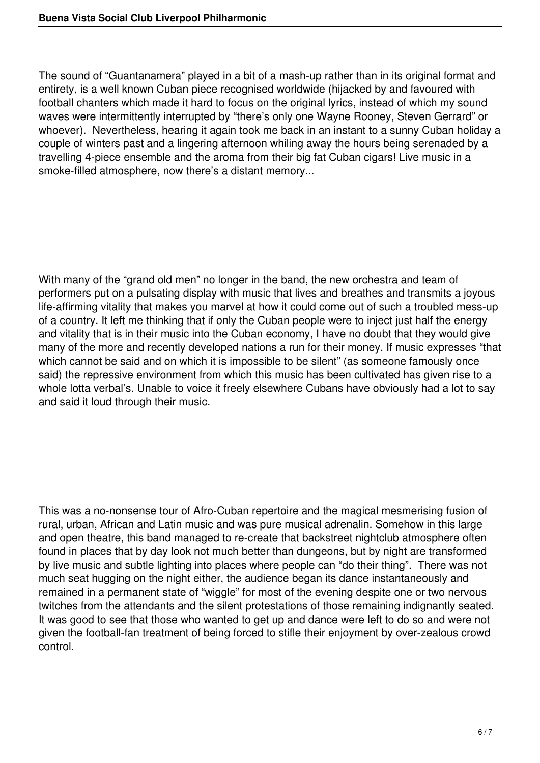The sound of "Guantanamera" played in a bit of a mash-up rather than in its original format and entirety, is a well known Cuban piece recognised worldwide (hijacked by and favoured with football chanters which made it hard to focus on the original lyrics, instead of which my sound waves were intermittently interrupted by "there's only one Wayne Rooney, Steven Gerrard" or whoever). Nevertheless, hearing it again took me back in an instant to a sunny Cuban holiday a couple of winters past and a lingering afternoon whiling away the hours being serenaded by a travelling 4-piece ensemble and the aroma from their big fat Cuban cigars! Live music in a smoke-filled atmosphere, now there's a distant memory...

With many of the "grand old men" no longer in the band, the new orchestra and team of performers put on a pulsating display with music that lives and breathes and transmits a joyous life-affirming vitality that makes you marvel at how it could come out of such a troubled mess-up of a country. It left me thinking that if only the Cuban people were to inject just half the energy and vitality that is in their music into the Cuban economy, I have no doubt that they would give many of the more and recently developed nations a run for their money. If music expresses "that which cannot be said and on which it is impossible to be silent" (as someone famously once said) the repressive environment from which this music has been cultivated has given rise to a whole lotta verbal's. Unable to voice it freely elsewhere Cubans have obviously had a lot to say and said it loud through their music.

This was a no-nonsense tour of Afro-Cuban repertoire and the magical mesmerising fusion of rural, urban, African and Latin music and was pure musical adrenalin. Somehow in this large and open theatre, this band managed to re-create that backstreet nightclub atmosphere often found in places that by day look not much better than dungeons, but by night are transformed by live music and subtle lighting into places where people can "do their thing". There was not much seat hugging on the night either, the audience began its dance instantaneously and remained in a permanent state of "wiggle" for most of the evening despite one or two nervous twitches from the attendants and the silent protestations of those remaining indignantly seated. It was good to see that those who wanted to get up and dance were left to do so and were not given the football-fan treatment of being forced to stifle their enjoyment by over-zealous crowd control.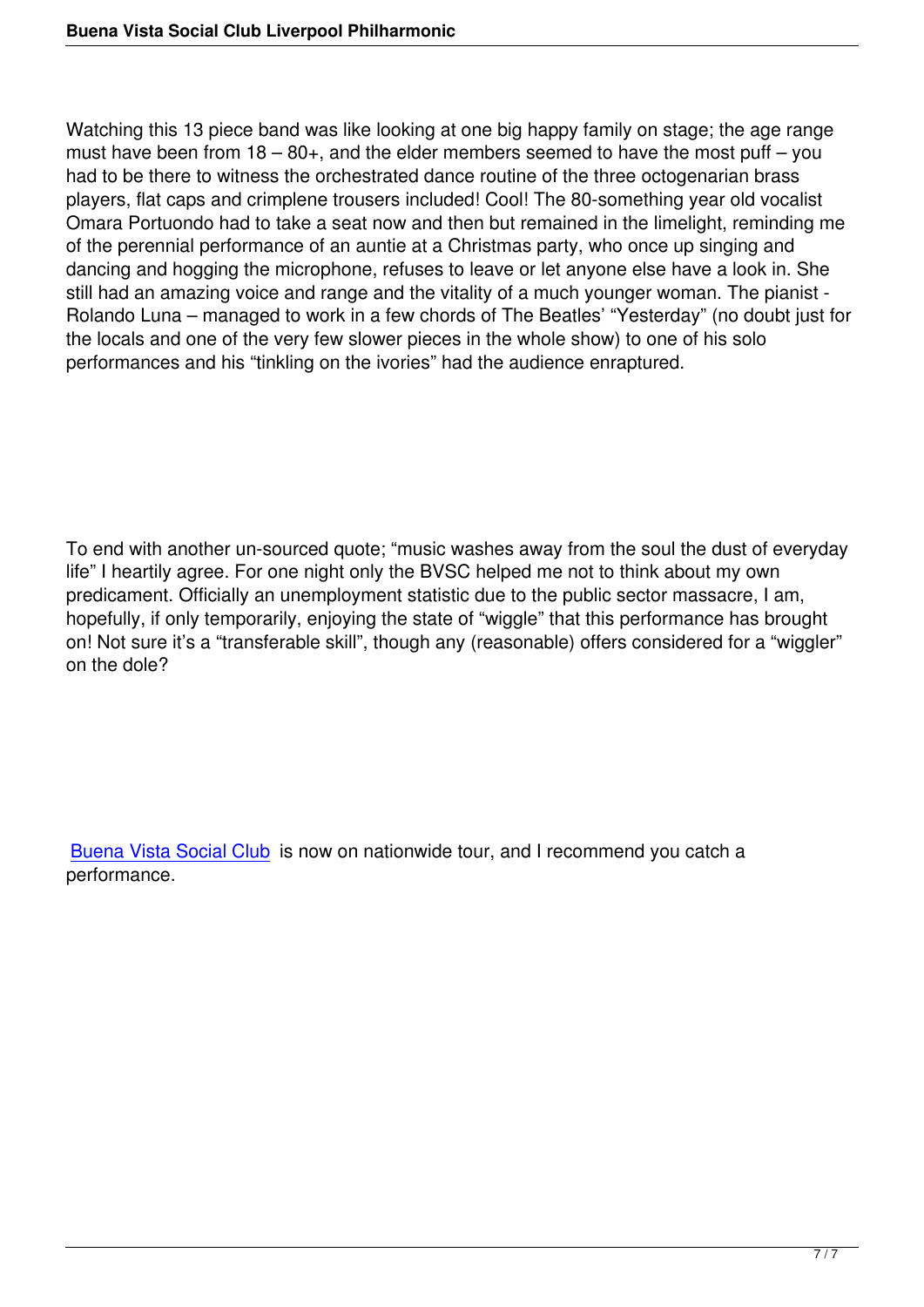Watching this 13 piece band was like looking at one big happy family on stage; the age range must have been from 18 – 80+, and the elder members seemed to have the most puff – you had to be there to witness the orchestrated dance routine of the three octogenarian brass players, flat caps and crimplene trousers included! Cool! The 80-something year old vocalist Omara Portuondo had to take a seat now and then but remained in the limelight, reminding me of the perennial performance of an auntie at a Christmas party, who once up singing and dancing and hogging the microphone, refuses to leave or let anyone else have a look in. She still had an amazing voice and range and the vitality of a much younger woman. The pianist - Rolando Luna – managed to work in a few chords of The Beatles' "Yesterday" (no doubt just for the locals and one of the very few slower pieces in the whole show) to one of his solo performances and his "tinkling on the ivories" had the audience enraptured.

To end with another un-sourced quote; "music washes away from the soul the dust of everyday life" I heartily agree. For one night only the BVSC helped me not to think about my own predicament. Officially an unemployment statistic due to the public sector massacre, I am, hopefully, if only temporarily, enjoying the state of "wiggle" that this performance has brought on! Not sure it's a "transferable skill", though any (reasonable) offers considered for a "wiggler" on the dole?

Buena Vista Social Club is now on nationwide tour, and I recommend you catch a performance.